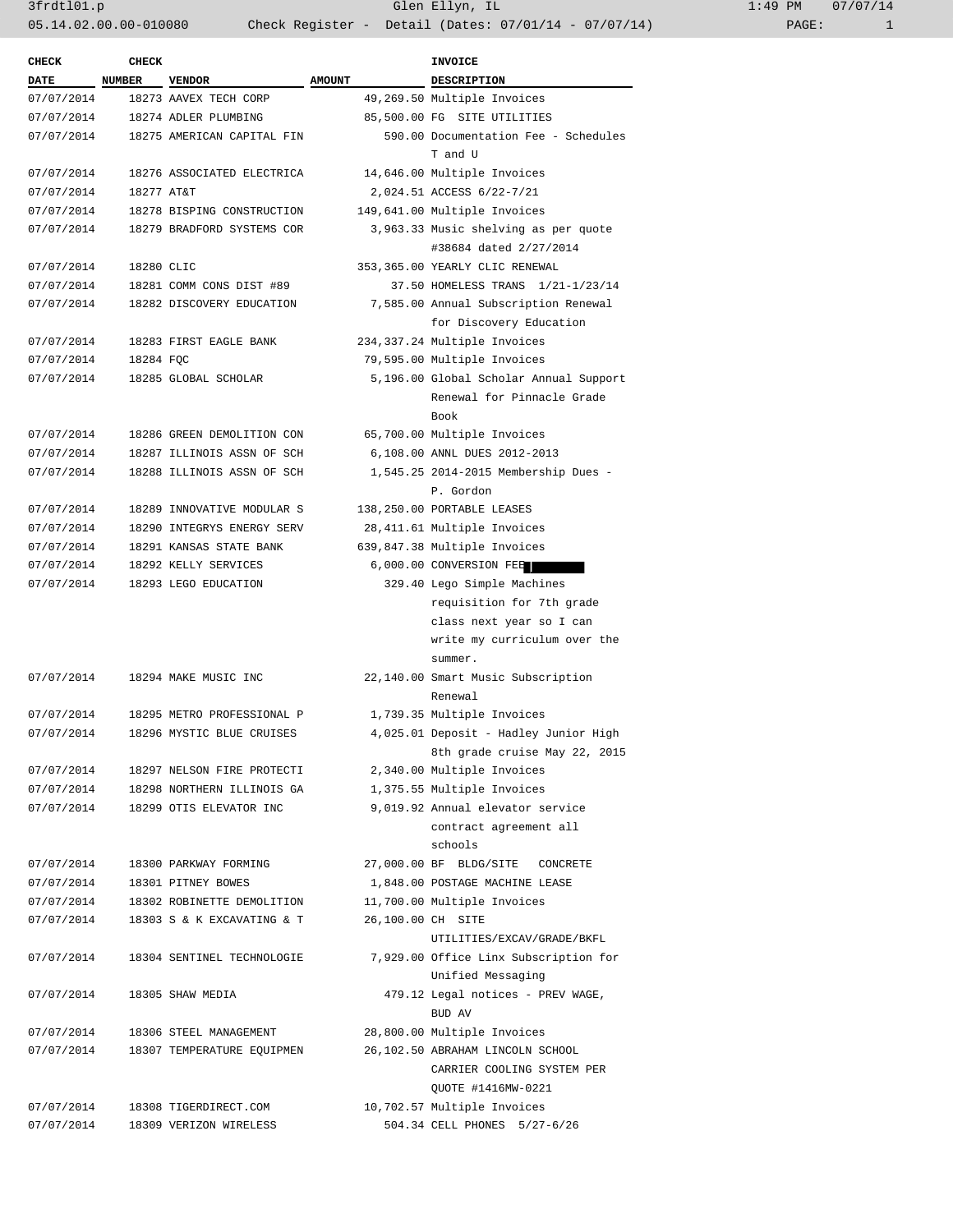3frdtl01.p Glen Ellyn, IL 1:49 PM 07/07/14

05.14.02.00.00-010080 Check Register - Detail (Dates: 07/01/14 - 07/07/14)

| CHECK DATE | CHECK NUMBER | VENDOR | AMOUNT | INVOICE DESCRIPTION |
|---|---|---|---|---|
| 07/07/2014 | 18273 | AAVEX TECH CORP | 49,269.50 | Multiple Invoices |
| 07/07/2014 | 18274 | ADLER PLUMBING | 85,500.00 | FG SITE UTILITIES |
| 07/07/2014 | 18275 | AMERICAN CAPITAL FIN | 590.00 | Documentation Fee - Schedules T and U |
| 07/07/2014 | 18276 | ASSOCIATED ELECTRICA | 14,646.00 | Multiple Invoices |
| 07/07/2014 | 18277 | AT&T | 2,024.51 | ACCESS 6/22-7/21 |
| 07/07/2014 | 18278 | BISPING CONSTRUCTION | 149,641.00 | Multiple Invoices |
| 07/07/2014 | 18279 | BRADFORD SYSTEMS COR | 3,963.33 | Music shelving as per quote #38684 dated 2/27/2014 |
| 07/07/2014 | 18280 | CLIC | 353,365.00 | YEARLY CLIC RENEWAL |
| 07/07/2014 | 18281 | COMM CONS DIST #89 | 37.50 | HOMELESS TRANS 1/21-1/23/14 |
| 07/07/2014 | 18282 | DISCOVERY EDUCATION | 7,585.00 | Annual Subscription Renewal for Discovery Education |
| 07/07/2014 | 18283 | FIRST EAGLE BANK | 234,337.24 | Multiple Invoices |
| 07/07/2014 | 18284 | FQC | 79,595.00 | Multiple Invoices |
| 07/07/2014 | 18285 | GLOBAL SCHOLAR | 5,196.00 | Global Scholar Annual Support Renewal for Pinnacle Grade Book |
| 07/07/2014 | 18286 | GREEN DEMOLITION CON | 65,700.00 | Multiple Invoices |
| 07/07/2014 | 18287 | ILLINOIS ASSN OF SCH | 6,108.00 | ANNL DUES 2012-2013 |
| 07/07/2014 | 18288 | ILLINOIS ASSN OF SCH | 1,545.25 | 2014-2015 Membership Dues - P. Gordon |
| 07/07/2014 | 18289 | INNOVATIVE MODULAR S | 138,250.00 | PORTABLE LEASES |
| 07/07/2014 | 18290 | INTEGRYS ENERGY SERV | 28,411.61 | Multiple Invoices |
| 07/07/2014 | 18291 | KANSAS STATE BANK | 639,847.38 | Multiple Invoices |
| 07/07/2014 | 18292 | KELLY SERVICES | 6,000.00 | CONVERSION FEE [REDACTED] |
| 07/07/2014 | 18293 | LEGO EDUCATION | 329.40 | Lego Simple Machines requisition for 7th grade class next year so I can write my curriculum over the summer. |
| 07/07/2014 | 18294 | MAKE MUSIC INC | 22,140.00 | Smart Music Subscription Renewal |
| 07/07/2014 | 18295 | METRO PROFESSIONAL P | 1,739.35 | Multiple Invoices |
| 07/07/2014 | 18296 | MYSTIC BLUE CRUISES | 4,025.01 | Deposit - Hadley Junior High 8th grade cruise May 22, 2015 |
| 07/07/2014 | 18297 | NELSON FIRE PROTECTI | 2,340.00 | Multiple Invoices |
| 07/07/2014 | 18298 | NORTHERN ILLINOIS GA | 1,375.55 | Multiple Invoices |
| 07/07/2014 | 18299 | OTIS ELEVATOR INC | 9,019.92 | Annual elevator service contract agreement all schools |
| 07/07/2014 | 18300 | PARKWAY FORMING | 27,000.00 | BF BLDG/SITE CONCRETE |
| 07/07/2014 | 18301 | PITNEY BOWES | 1,848.00 | POSTAGE MACHINE LEASE |
| 07/07/2014 | 18302 | ROBINETTE DEMOLITION | 11,700.00 | Multiple Invoices |
| 07/07/2014 | 18303 | S & K EXCAVATING & T | 26,100.00 | CH SITE UTILITIES/EXCAV/GRADE/BKFL |
| 07/07/2014 | 18304 | SENTINEL TECHNOLOGIE | 7,929.00 | Office Linx Subscription for Unified Messaging |
| 07/07/2014 | 18305 | SHAW MEDIA | 479.12 | Legal notices - PREV WAGE, BUD AV |
| 07/07/2014 | 18306 | STEEL MANAGEMENT | 28,800.00 | Multiple Invoices |
| 07/07/2014 | 18307 | TEMPERATURE EQUIPMEN | 26,102.50 | ABRAHAM LINCOLN SCHOOL CARRIER COOLING SYSTEM PER QUOTE #1416MW-0221 |
| 07/07/2014 | 18308 | TIGERDIRECT.COM | 10,702.57 | Multiple Invoices |
| 07/07/2014 | 18309 | VERIZON WIRELESS | 504.34 | CELL PHONES 5/27-6/26 |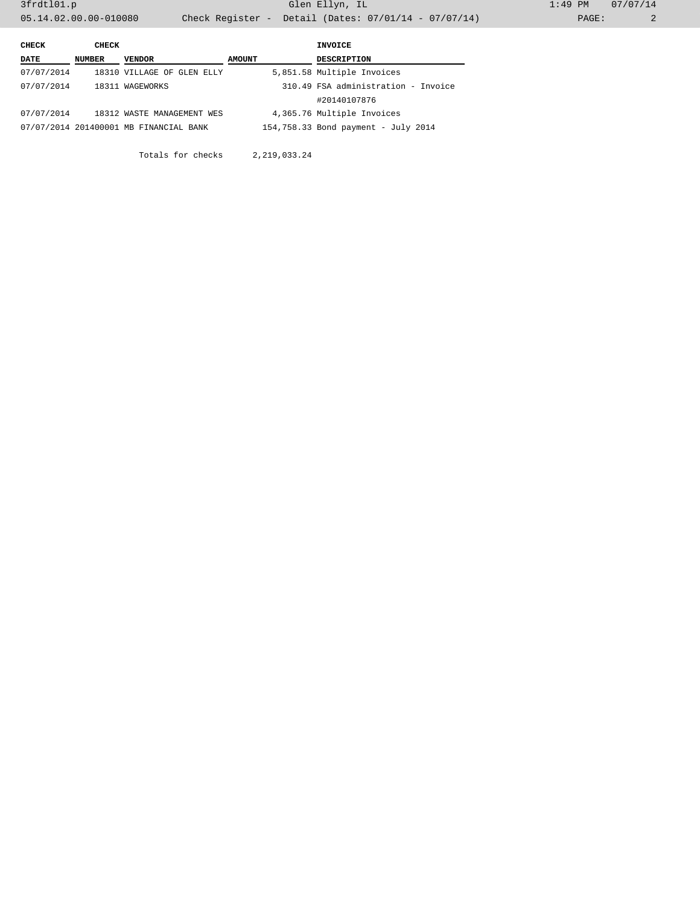| CHECK DATE | CHECK NUMBER | VENDOR | AMOUNT | INVOICE DESCRIPTION |
|---|---|---|---|---|
| 07/07/2014 | 18310 | VILLAGE OF GLEN ELLY | 5,851.58 | Multiple Invoices |
| 07/07/2014 | 18311 | WAGEWORKS | 310.49 | FSA administration - Invoice #20140107876 |
| 07/07/2014 | 18312 | WASTE MANAGEMENT WES | 4,365.76 | Multiple Invoices |
| 07/07/2014 | 201400001 | MB FINANCIAL BANK | 154,758.33 | Bond payment - July 2014 |
| | | Totals for checks | 2,219,033.24 | |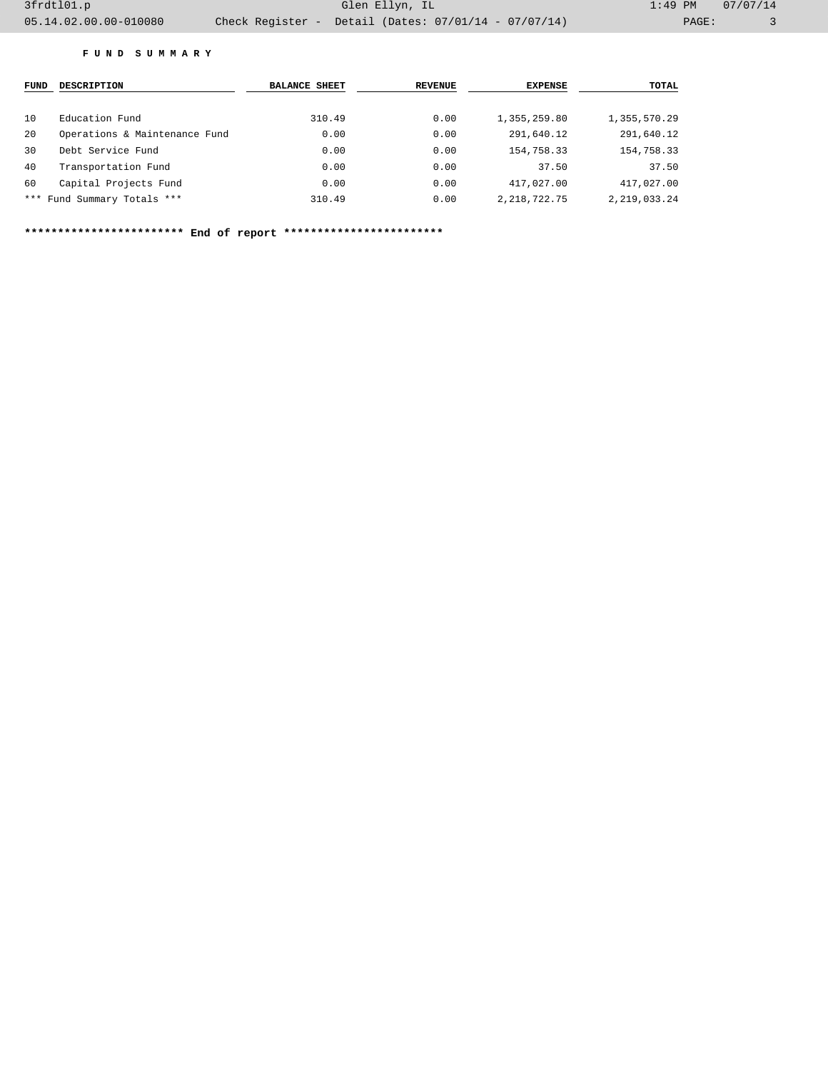**F U N D  S U M M A R Y**

| FUND | DESCRIPTION | BALANCE SHEET | REVENUE | EXPENSE | TOTAL |
|---|---|---|---|---|---|
| 10 | Education Fund | 310.49 | 0.00 | 1,355,259.80 | 1,355,570.29 |
| 20 | Operations & Maintenance Fund | 0.00 | 0.00 | 291,640.12 | 291,640.12 |
| 30 | Debt Service Fund | 0.00 | 0.00 | 154,758.33 | 154,758.33 |
| 40 | Transportation Fund | 0.00 | 0.00 | 37.50 | 37.50 |
| 60 | Capital Projects Fund | 0.00 | 0.00 | 417,027.00 | 417,027.00 |
| *** Fund Summary Totals *** | | 310.49 | 0.00 | 2,218,722.75 | 2,219,033.24 |

**************************** End of report ****************************